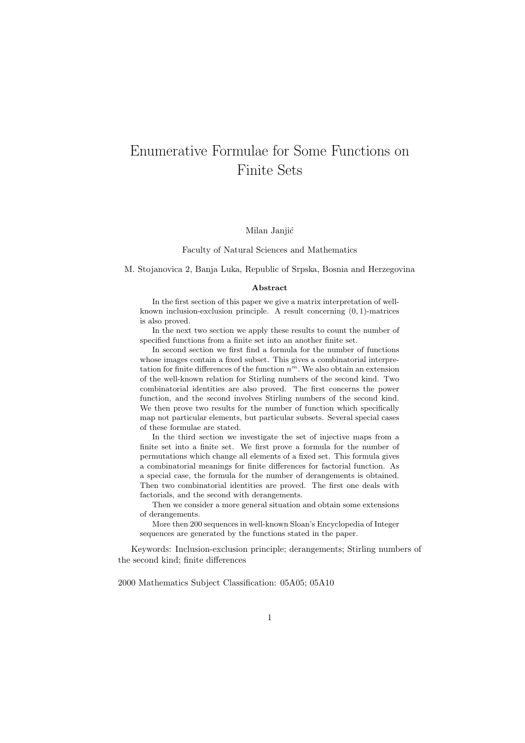# Enumerative Formulae for Some Functions on Finite Sets

Milan Janjić

Faculty of Natural Sciences and Mathematics

M. Stojanovica 2, Banja Luka, Republic of Srpska, Bosnia and Herzegovina

### Abstract

In the first section of this paper we give a matrix interpretation of well-known inclusion-exclusion principle. A result concerning $(0, 1)$-matrices is also proved.

In the next two section we apply these results to count the number of specified functions from a finite set into an another finite set.

In second section we first find a formula for the number of functions whose images contain a fixed subset. This gives a combinatorial interpretation for finite differences of the function $n^m$. We also obtain an extension of the well-known relation for Stirling numbers of the second kind. Two combinatorial identities are also proved. The first concerns the power function, and the second involves Stirling numbers of the second kind. We then prove two results for the number of function which specifically map not particular elements, but particular subsets. Several special cases of these formulae are stated.

In the third section we investigate the set of injective maps from a finite set into a finite set. We first prove a formula for the number of permutations which change all elements of a fixed set. This formula gives a combinatorial meanings for finite differences for factorial function. As a special case, the formula for the number of derangements is obtained. Then two combinatorial identities are proved. The first one deals with factorials, and the second with derangements.

Then we consider a more general situation and obtain some extensions of derangements.

More then 200 sequences in well-known Sloan's Encyclopedia of Integer sequences are generated by the functions stated in the paper.

Keywords: Inclusion-exclusion principle; derangements; Stirling numbers of the second kind; finite differences

2000 Mathematics Subject Classification: 05A05; 05A10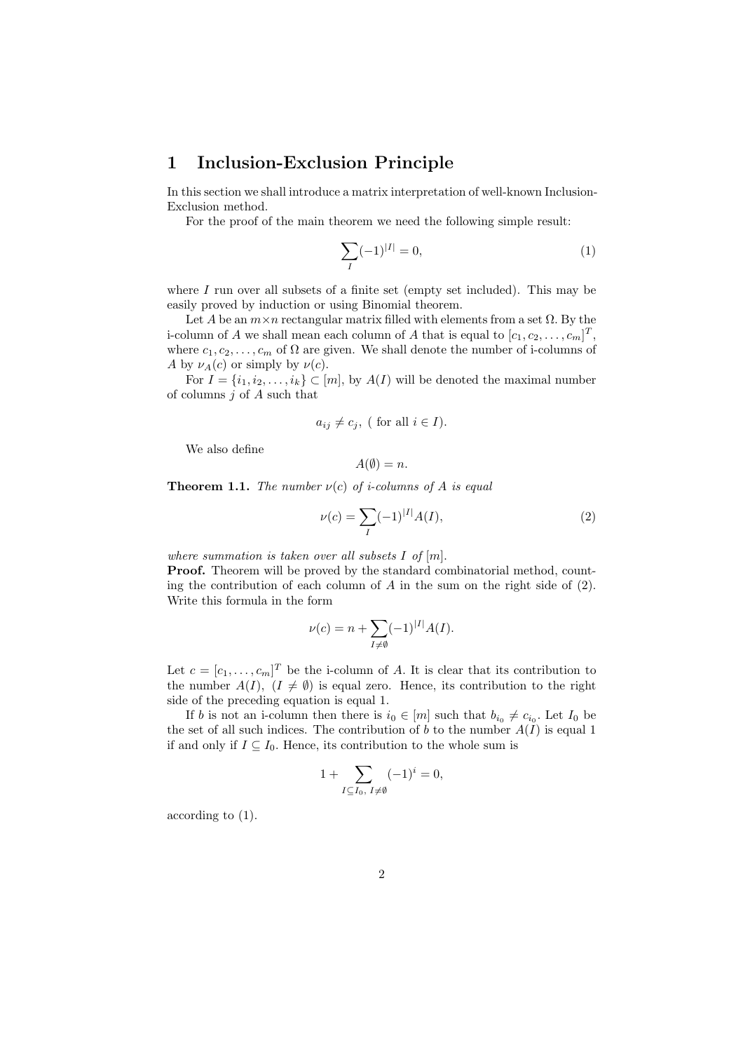# 1 Inclusion-Exclusion Principle

In this section we shall introduce a matrix interpretation of well-known Inclusion-Exclusion method.

For the proof of the main theorem we need the following simple result:

$$\sum_I (-1)^{|I|} = 0, \tag{1}$$

where $I$ run over all subsets of a finite set (empty set included). This may be easily proved by induction or using Binomial theorem.

Let $A$ be an $m \times n$ rectangular matrix filled with elements from a set $\Omega$. By the i-column of $A$ we shall mean each column of $A$ that is equal to $[c_1, c_2, \ldots, c_m]^T$, where $c_1, c_2, \ldots, c_m$ of $\Omega$ are given. We shall denote the number of i-columns of $A$ by $\nu_A(c)$ or simply by $\nu(c)$.

For $I = \{i_1, i_2, \ldots, i_k\} \subset [m]$, by $A(I)$ will be denoted the maximal number of columns $j$ of $A$ such that

$$a_{ij} \neq c_j, \text{ ( for all } i \in I).$$

We also define

$$A(\emptyset) = n.$$

**Theorem 1.1.** *The number $\nu(c)$ of i-columns of $A$ is equal*

$$\nu(c) = \sum_I (-1)^{|I|} A(I), \tag{2}$$

*where summation is taken over all subsets $I$ of $[m]$.*

**Proof.** Theorem will be proved by the standard combinatorial method, counting the contribution of each column of $A$ in the sum on the right side of (2). Write this formula in the form

$$\nu(c) = n + \sum_{I \neq \emptyset} (-1)^{|I|} A(I).$$

Let $c = [c_1, \ldots, c_m]^T$ be the i-column of $A$. It is clear that its contribution to the number $A(I)$, $(I \neq \emptyset)$ is equal zero. Hence, its contribution to the right side of the preceding equation is equal 1.

If $b$ is not an i-column then there is $i_0 \in [m]$ such that $b_{i_0} \neq c_{i_0}$. Let $I_0$ be the set of all such indices. The contribution of $b$ to the number $A(I)$ is equal 1 if and only if $I \subseteq I_0$. Hence, its contribution to the whole sum is

$$1 + \sum_{I \subseteq I_0,\ I \neq \emptyset} (-1)^i = 0,$$

according to (1).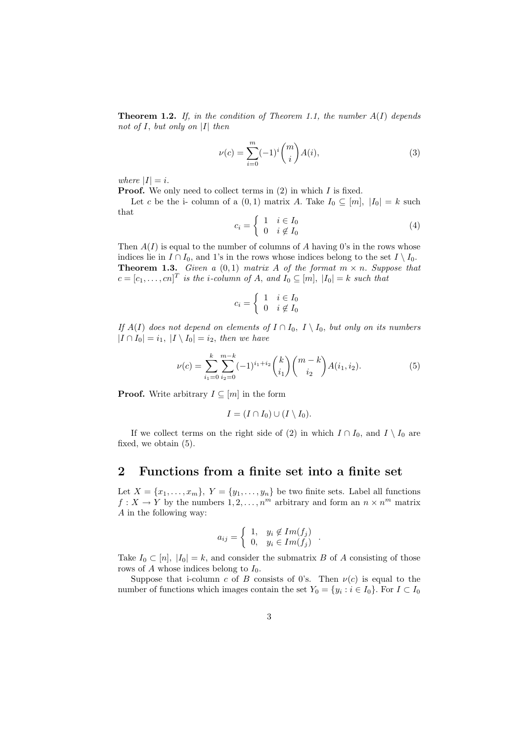**Theorem 1.2.** *If, in the condition of Theorem 1.1, the number $A(I)$ depends not of $I$, but only on $|I|$ then*

$$\nu(c) = \sum_{i=0}^{m} (-1)^i \binom{m}{i} A(i), \tag{3}$$

*where $|I| = i$.*

**Proof.** We only need to collect terms in (2) in which $I$ is fixed.

Let $c$ be the i- column of a $(0, 1)$ matrix $A$. Take $I_0 \subseteq [m]$, $|I_0| = k$ such that

$$c_i = \begin{cases} 1 & i \in I_0 \\ 0 & i \notin I_0 \end{cases} \tag{4}$$

Then $A(I)$ is equal to the number of columns of $A$ having 0's in the rows whose indices lie in $I \cap I_0$, and 1's in the rows whose indices belong to the set $I \setminus I_0$.

**Theorem 1.3.** *Given a $(0, 1)$ matrix $A$ of the format $m \times n$. Suppose that $c = [c_1, \ldots, cn]^T$ is the i-column of $A$, and $I_0 \subseteq [m]$, $|I_0| = k$ such that*

$$c_i = \begin{cases} 1 & i \in I_0 \\ 0 & i \notin I_0 \end{cases}$$

*If $A(I)$ does not depend on elements of $I \cap I_0$, $I \setminus I_0$, but only on its numbers $|I \cap I_0| = i_1$, $|I \setminus I_0| = i_2$, then we have*

$$\nu(c) = \sum_{i_1=0}^{k} \sum_{i_2=0}^{m-k} (-1)^{i_1+i_2} \binom{k}{i_1} \binom{m-k}{i_2} A(i_1, i_2). \tag{5}$$

**Proof.** Write arbitrary $I \subseteq [m]$ in the form

$$I = (I \cap I_0) \cup (I \setminus I_0).$$

If we collect terms on the right side of (2) in which $I \cap I_0$, and $I \setminus I_0$ are fixed, we obtain (5).

## 2 Functions from a finite set into a finite set

Let $X = \{x_1, \ldots, x_m\}$, $Y = \{y_1, \ldots, y_n\}$ be two finite sets. Label all functions $f : X \to Y$ by the numbers $1, 2, \ldots, n^m$ arbitrary and form an $n \times n^m$ matrix $A$ in the following way:

$$a_{ij} = \begin{cases} 1, & y_i \notin Im(f_j) \\ 0, & y_i \in Im(f_j) \end{cases}.$$

Take $I_0 \subset [n]$, $|I_0| = k$, and consider the submatrix $B$ of $A$ consisting of those rows of $A$ whose indices belong to $I_0$.

Suppose that i-column $c$ of $B$ consists of 0's. Then $\nu(c)$ is equal to the number of functions which images contain the set $Y_0 = \{y_i : i \in I_0\}$. For $I \subset I_0$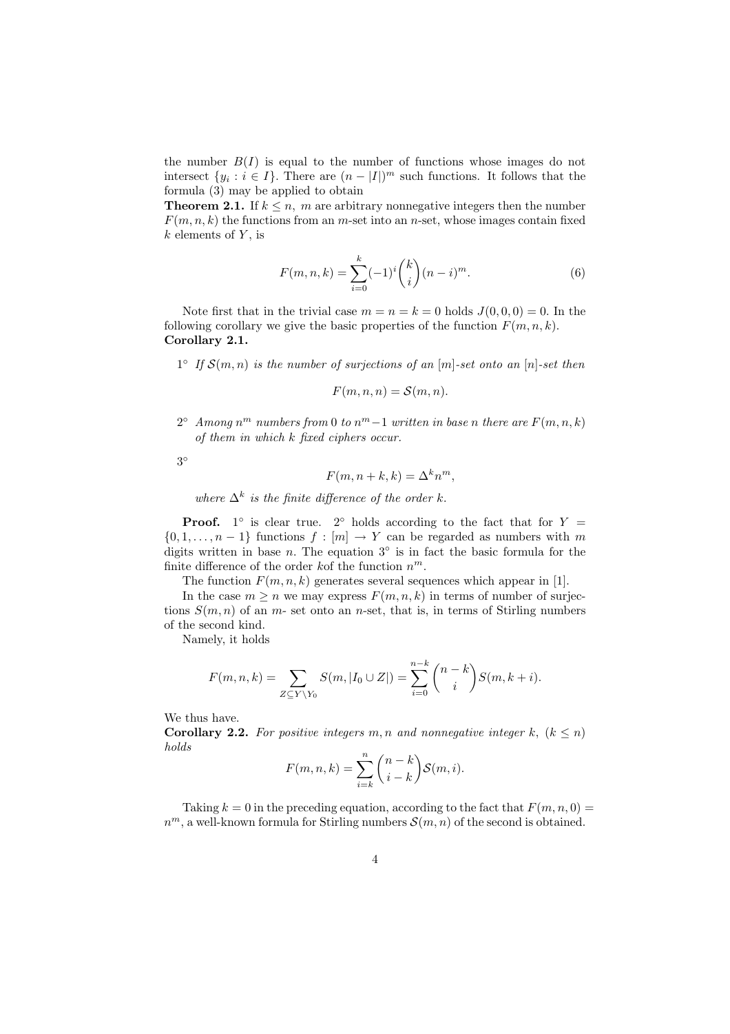the number $B(I)$ is equal to the number of functions whose images do not intersect $\{y_i : i \in I\}$. There are $(n - |I|)^m$ such functions. It follows that the formula (3) may be applied to obtain

**Theorem 2.1.** If $k \leq n$, $m$ are arbitrary nonnegative integers then the number $F(m, n, k)$ the functions from an $m$-set into an $n$-set, whose images contain fixed $k$ elements of $Y$, is

$$F(m, n, k) = \sum_{i=0}^{k} (-1)^i \binom{k}{i} (n - i)^m. \tag{6}$$

Note first that in the trivial case $m = n = k = 0$ holds $J(0, 0, 0) = 0$. In the following corollary we give the basic properties of the function $F(m, n, k)$.

**Corollary 2.1.**

$1^\circ$ *If $\mathcal{S}(m, n)$ is the number of surjections of an $[m]$-set onto an $[n]$-set then*

$$F(m, n, n) = \mathcal{S}(m, n).$$

$2^\circ$ *Among $n^m$ numbers from 0 to $n^m - 1$ written in base $n$ there are $F(m, n, k)$ of them in which $k$ fixed ciphers occur.*

$3^\circ$

$$F(m, n + k, k) = \Delta^k n^m,$$

*where $\Delta^k$ is the finite difference of the order $k$.*

**Proof.** $1^\circ$ is clear true. $2^\circ$ holds according to the fact that for $Y = \{0, 1, \ldots, n - 1\}$ functions $f : [m] \to Y$ can be regarded as numbers with $m$ digits written in base $n$. The equation $3^\circ$ is in fact the basic formula for the finite difference of the order $k$of the function $n^m$.

The function $F(m, n, k)$ generates several sequences which appear in [1].

In the case $m \geq n$ we may express $F(m, n, k)$ in terms of number of surjections $S(m, n)$ of an $m$- set onto an $n$-set, that is, in terms of Stirling numbers of the second kind.

Namely, it holds

$$F(m, n, k) = \sum_{Z \subseteq Y \setminus Y_0} S(m, |I_0 \cup Z|) = \sum_{i=0}^{n-k} \binom{n-k}{i} S(m, k + i).$$

We thus have.

**Corollary 2.2.** *For positive integers $m, n$ and nonnegative integer $k$, $(k \leq n)$ holds*

$$F(m, n, k) = \sum_{i=k}^{n} \binom{n-k}{i-k} \mathcal{S}(m, i).$$

Taking $k = 0$ in the preceding equation, according to the fact that $F(m, n, 0) = n^m$, a well-known formula for Stirling numbers $\mathcal{S}(m, n)$ of the second is obtained.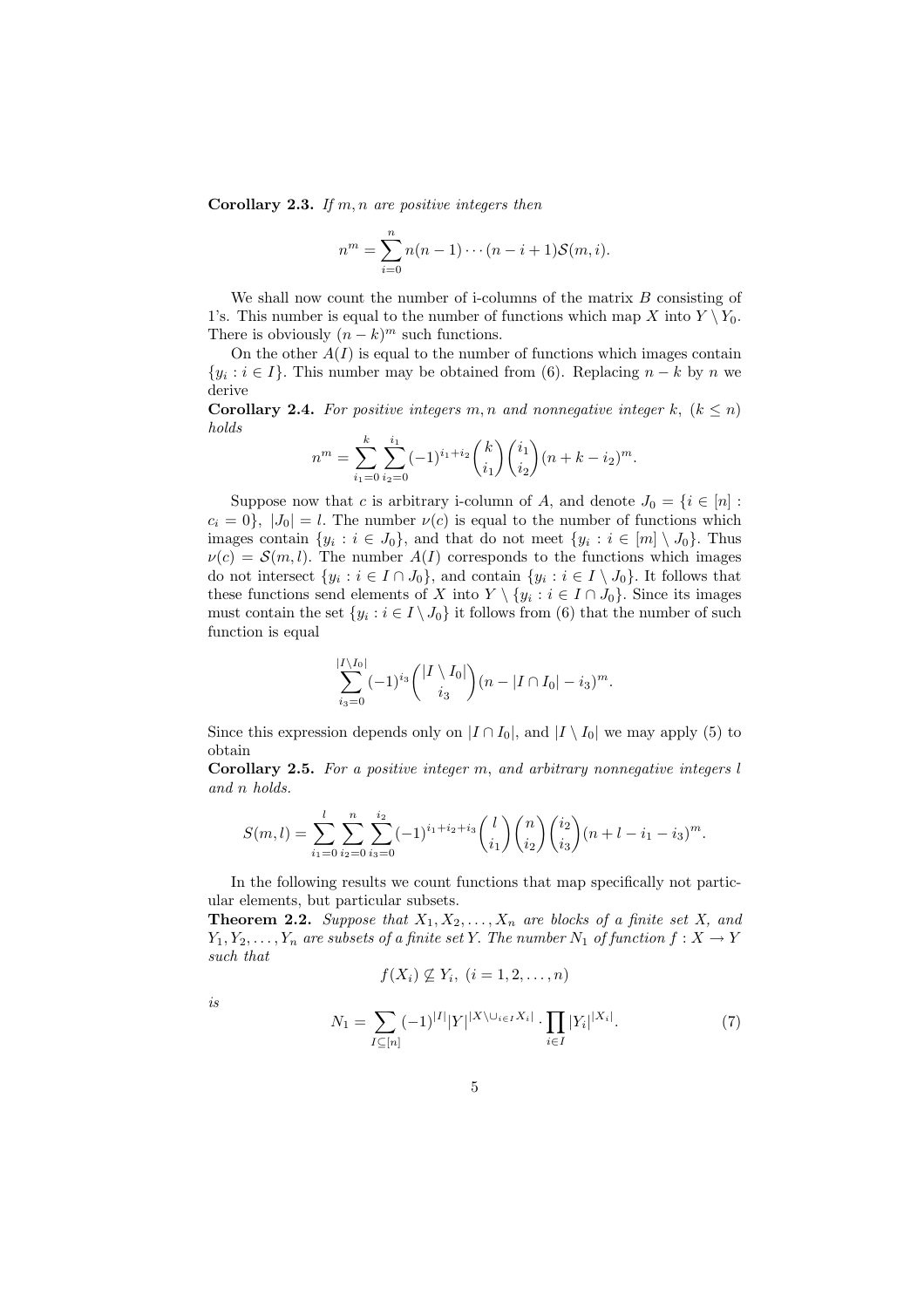**Corollary 2.3.** *If $m, n$ are positive integers then*

$$n^m = \sum_{i=0}^{n} n(n-1)\cdots(n-i+1)\mathcal{S}(m,i).$$

We shall now count the number of i-columns of the matrix $B$ consisting of 1's. This number is equal to the number of functions which map $X$ into $Y \setminus Y_0$. There is obviously $(n-k)^m$ such functions.

On the other $A(I)$ is equal to the number of functions which images contain $\{y_i : i \in I\}$. This number may be obtained from (6). Replacing $n-k$ by $n$ we derive

**Corollary 2.4.** *For positive integers $m, n$ and nonnegative integer $k$, $(k \leq n)$ holds*

$$n^m = \sum_{i_1=0}^{k} \sum_{i_2=0}^{i_1} (-1)^{i_1+i_2} \binom{k}{i_1} \binom{i_1}{i_2} (n+k-i_2)^m.$$

Suppose now that $c$ is arbitrary i-column of $A$, and denote $J_0 = \{i \in [n] : c_i = 0\}$, $|J_0| = l$. The number $\nu(c)$ is equal to the number of functions which images contain $\{y_i : i \in J_0\}$, and that do not meet $\{y_i : i \in [m] \setminus J_0\}$. Thus $\nu(c) = \mathcal{S}(m,l)$. The number $A(I)$ corresponds to the functions which images do not intersect $\{y_i : i \in I \cap J_0\}$, and contain $\{y_i : i \in I \setminus J_0\}$. It follows that these functions send elements of $X$ into $Y \setminus \{y_i : i \in I \cap J_0\}$. Since its images must contain the set $\{y_i : i \in I \setminus J_0\}$ it follows from (6) that the number of such function is equal

$$\sum_{i_3=0}^{|I \setminus I_0|} (-1)^{i_3} \binom{|I \setminus I_0|}{i_3} (n - |I \cap I_0| - i_3)^m.$$

Since this expression depends only on $|I \cap I_0|$, and $|I \setminus I_0|$ we may apply (5) to obtain

**Corollary 2.5.** *For a positive integer $m$, and arbitrary nonnegative integers $l$ and $n$ holds.*

$$S(m,l) = \sum_{i_1=0}^{l} \sum_{i_2=0}^{n} \sum_{i_3=0}^{i_2} (-1)^{i_1+i_2+i_3} \binom{l}{i_1} \binom{n}{i_2} \binom{i_2}{i_3} (n+l-i_1-i_3)^m.$$

In the following results we count functions that map specifically not particular elements, but particular subsets.

**Theorem 2.2.** *Suppose that $X_1, X_2, \ldots, X_n$ are blocks of a finite set $X$, and $Y_1, Y_2, \ldots, Y_n$ are subsets of a finite set $Y$. The number $N_1$ of function $f : X \to Y$ such that*

$$f(X_i) \not\subseteq Y_i, \ (i = 1, 2, \ldots, n)$$

*is*

$$N_1 = \sum_{I \subseteq [n]} (-1)^{|I|} |Y|^{|X \setminus \cup_{i \in I} X_i|} \cdot \prod_{i \in I} |Y_i|^{|X_i|}. \tag{7}$$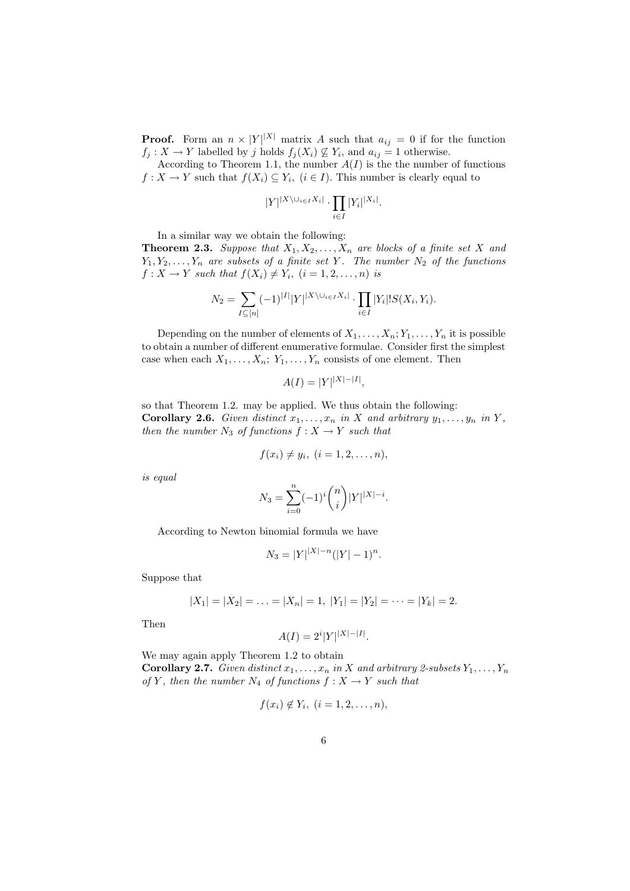**Proof.** Form an $n \times |Y|^{|X|}$ matrix $A$ such that $a_{ij} = 0$ if for the function $f_j : X \to Y$ labelled by $j$ holds $f_j(X_i) \not\subseteq Y_i$, and $a_{ij} = 1$ otherwise.

According to Theorem 1.1, the number $A(I)$ is the the number of functions $f : X \to Y$ such that $f(X_i) \subseteq Y_i$, $(i \in I)$. This number is clearly equal to

$$|Y|^{|X \setminus \cup_{i \in I} X_i|} \cdot \prod_{i \in I} |Y_i|^{|X_i|}.$$

In a similar way we obtain the following:

**Theorem 2.3.** *Suppose that $X_1, X_2, \ldots, X_n$ are blocks of a finite set $X$ and $Y_1, Y_2, \ldots, Y_n$ are subsets of a finite set $Y$. The number $N_2$ of the functions $f : X \to Y$ such that $f(X_i) \neq Y_i$, $(i = 1, 2, \ldots, n)$ is*

$$N_2 = \sum_{I \subseteq [n]} (-1)^{|I|} |Y|^{|X \setminus \cup_{i \in I} X_i|} \cdot \prod_{i \in I} |Y_i|! S(X_i, Y_i).$$

Depending on the number of elements of $X_1, \ldots, X_n; Y_1, \ldots, Y_n$ it is possible to obtain a number of different enumerative formulae. Consider first the simplest case when each $X_1, \ldots, X_n$; $Y_1, \ldots, Y_n$ consists of one element. Then

$$A(I) = |Y|^{|X| - |I|},$$

so that Theorem 1.2. may be applied. We thus obtain the following:

**Corollary 2.6.** *Given distinct $x_1, \ldots, x_n$ in $X$ and arbitrary $y_1, \ldots, y_n$ in $Y$, then the number $N_3$ of functions $f : X \to Y$ such that*

$$f(x_i) \neq y_i, \ (i = 1, 2, \ldots, n),$$

*is equal*

$$N_3 = \sum_{i=0}^{n} (-1)^i \binom{n}{i} |Y|^{|X| - i}.$$

According to Newton binomial formula we have

$$N_3 = |Y|^{|X| - n} (|Y| - 1)^n.$$

Suppose that

$$|X_1| = |X_2| = \ldots = |X_n| = 1, \ |Y_1| = |Y_2| = \cdots = |Y_k| = 2.$$

Then

$$A(I) = 2^i |Y|^{|X| - |I|}.$$

We may again apply Theorem 1.2 to obtain

**Corollary 2.7.** *Given distinct $x_1, \ldots, x_n$ in $X$ and arbitrary 2-subsets $Y_1, \ldots, Y_n$ of $Y$, then the number $N_4$ of functions $f : X \to Y$ such that*

$$f(x_i) \notin Y_i, \ (i = 1, 2, \ldots, n),$$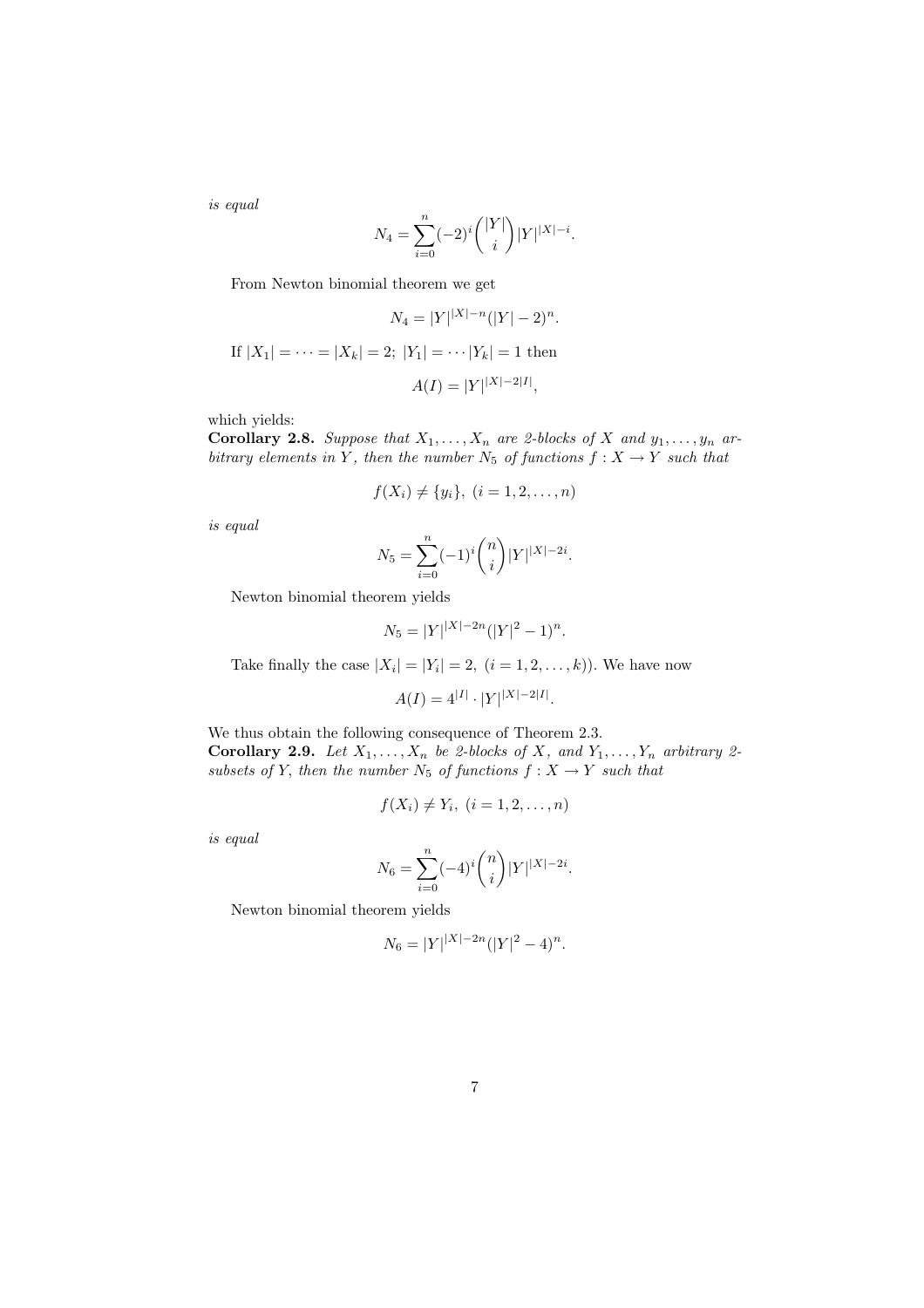*is equal*

$$N_4 = \sum_{i=0}^{n} (-2)^i \binom{|Y|}{i} |Y|^{|X|-i}.$$

From Newton binomial theorem we get

$$N_4 = |Y|^{|X|-n}(|Y|-2)^n.$$

If $|X_1| = \cdots = |X_k| = 2;\ |Y_1| = \cdots |Y_k| = 1$ then

$$A(I) = |Y|^{|X|-2|I|},$$

which yields:
**Corollary 2.8.** *Suppose that $X_1, \ldots, X_n$ are 2-blocks of $X$ and $y_1, \ldots, y_n$ arbitrary elements in $Y$, then the number $N_5$ of functions $f : X \to Y$ such that*

$$f(X_i) \neq \{y_i\},\ (i = 1, 2, \ldots, n)$$

*is equal*

$$N_5 = \sum_{i=0}^{n} (-1)^i \binom{n}{i} |Y|^{|X|-2i}.$$

Newton binomial theorem yields

$$N_5 = |Y|^{|X|-2n}(|Y|^2 - 1)^n.$$

Take finally the case $|X_i| = |Y_i| = 2,\ (i = 1, 2, \ldots, k))$. We have now

$$A(I) = 4^{|I|} \cdot |Y|^{|X|-2|I|}.$$

We thus obtain the following consequence of Theorem 2.3.
**Corollary 2.9.** *Let $X_1, \ldots, X_n$ be 2-blocks of $X$, and $Y_1, \ldots, Y_n$ arbitrary 2-subsets of $Y$, then the number $N_5$ of functions $f : X \to Y$ such that*

$$f(X_i) \neq Y_i,\ (i = 1, 2, \ldots, n)$$

*is equal*

$$N_6 = \sum_{i=0}^{n} (-4)^i \binom{n}{i} |Y|^{|X|-2i}.$$

Newton binomial theorem yields

$$N_6 = |Y|^{|X|-2n}(|Y|^2 - 4)^n.$$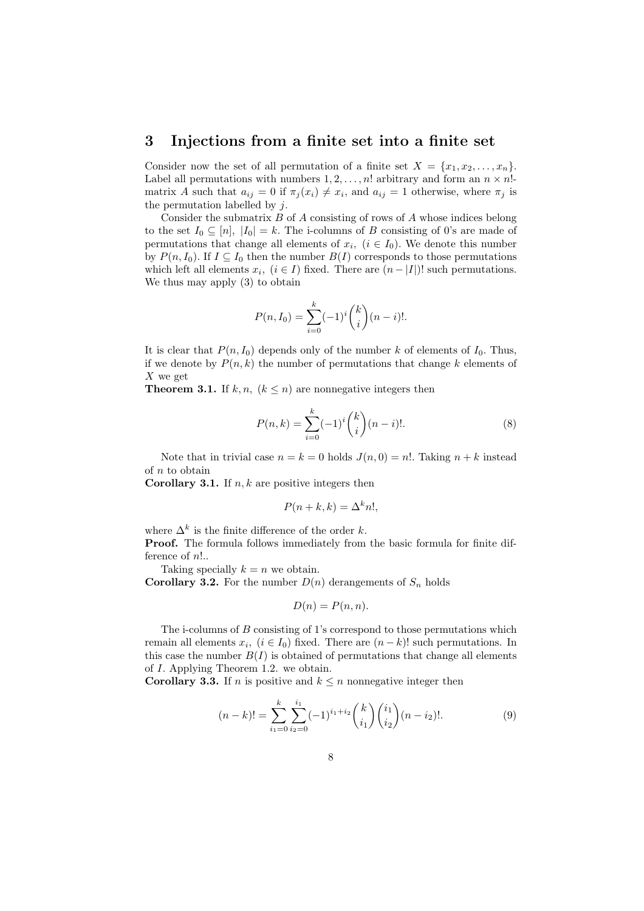## 3 Injections from a finite set into a finite set

Consider now the set of all permutation of a finite set $X = \{x_1, x_2, \dots, x_n\}$. Label all permutations with numbers $1, 2, \dots, n!$ arbitrary and form an $n \times n!$-matrix $A$ such that $a_{ij} = 0$ if $\pi_j(x_i) \neq x_i$, and $a_{ij} = 1$ otherwise, where $\pi_j$ is the permutation labelled by $j$.

Consider the submatrix $B$ of $A$ consisting of rows of $A$ whose indices belong to the set $I_0 \subseteq [n]$, $|I_0| = k$. The i-columns of $B$ consisting of 0's are made of permutations that change all elements of $x_i$, $(i \in I_0)$. We denote this number by $P(n, I_0)$. If $I \subseteq I_0$ then the number $B(I)$ corresponds to those permutations which left all elements $x_i$, $(i \in I)$ fixed. There are $(n - |I|)!$ such permutations. We thus may apply (3) to obtain

$$P(n, I_0) = \sum_{i=0}^{k} (-1)^i \binom{k}{i} (n-i)!.$$

It is clear that $P(n, I_0)$ depends only of the number $k$ of elements of $I_0$. Thus, if we denote by $P(n, k)$ the number of permutations that change $k$ elements of $X$ we get

**Theorem 3.1.** If $k, n$, $(k \leq n)$ are nonnegative integers then

$$P(n, k) = \sum_{i=0}^{k} (-1)^i \binom{k}{i} (n-i)!. \tag{8}$$

Note that in trivial case $n = k = 0$ holds $J(n, 0) = n!$. Taking $n + k$ instead of $n$ to obtain

**Corollary 3.1.** If $n, k$ are positive integers then

$$P(n+k, k) = \Delta^k n!,$$

where $\Delta^k$ is the finite difference of the order $k$.

**Proof.** The formula follows immediately from the basic formula for finite difference of $n!$..

Taking specially $k = n$ we obtain.

**Corollary 3.2.** For the number $D(n)$ derangements of $S_n$ holds

$$D(n) = P(n, n).$$

The i-columns of $B$ consisting of 1's correspond to those permutations which remain all elements $x_i$, $(i \in I_0)$ fixed. There are $(n - k)!$ such permutations. In this case the number $B(I)$ is obtained of permutations that change all elements of $I$. Applying Theorem 1.2. we obtain.

**Corollary 3.3.** If $n$ is positive and $k \leq n$ nonnegative integer then

$$(n-k)! = \sum_{i_1=0}^{k} \sum_{i_2=0}^{i_1} (-1)^{i_1+i_2} \binom{k}{i_1} \binom{i_1}{i_2} (n-i_2)!. \tag{9}$$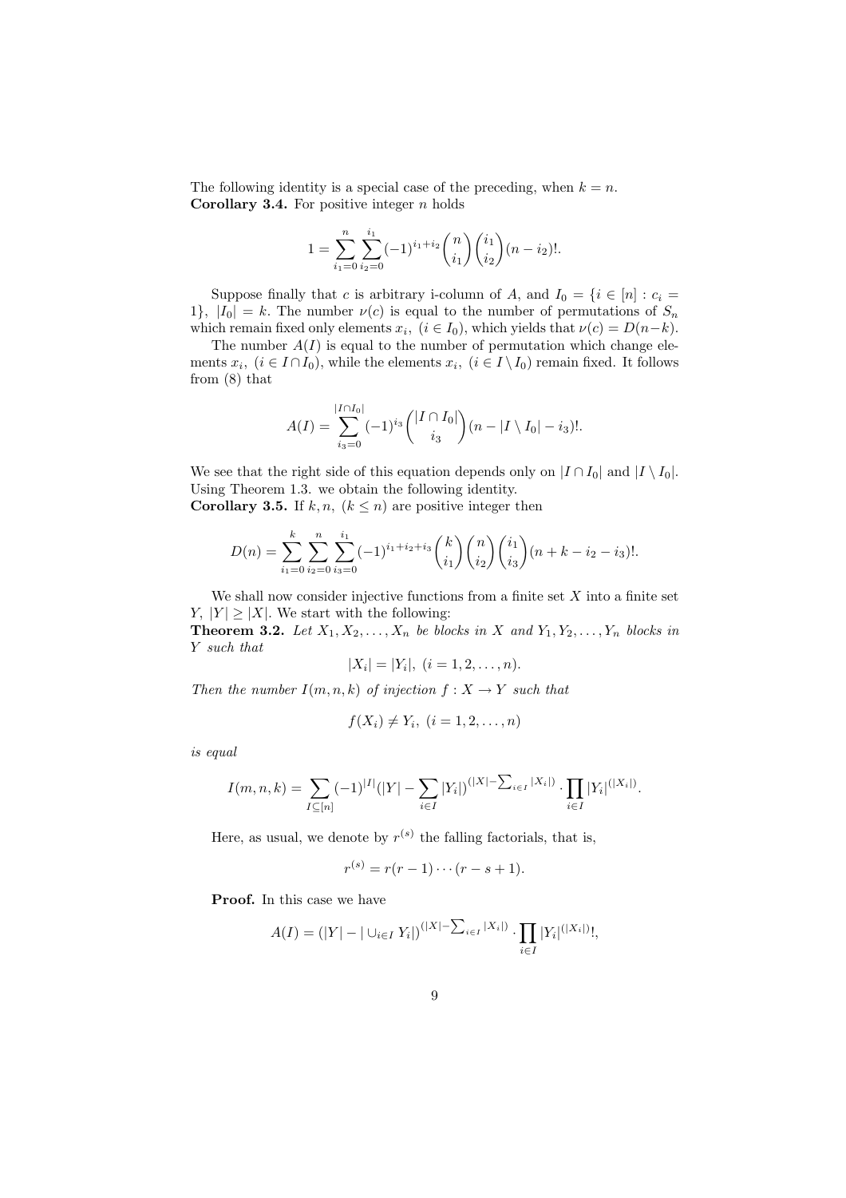The following identity is a special case of the preceding, when $k = n$.
**Corollary 3.4.** For positive integer $n$ holds

$$1 = \sum_{i_1=0}^{n} \sum_{i_2=0}^{i_1} (-1)^{i_1+i_2} \binom{n}{i_1} \binom{i_1}{i_2} (n - i_2)!.$$

Suppose finally that $c$ is arbitrary i-column of $A$, and $I_0 = \{i \in [n] : c_i = 1\}$, $|I_0| = k$. The number $\nu(c)$ is equal to the number of permutations of $S_n$ which remain fixed only elements $x_i$, $(i \in I_0)$, which yields that $\nu(c) = D(n-k)$.

The number $A(I)$ is equal to the number of permutation which change elements $x_i$, $(i \in I \cap I_0)$, while the elements $x_i$, $(i \in I \setminus I_0)$ remain fixed. It follows from (8) that

$$A(I) = \sum_{i_3=0}^{|I \cap I_0|} (-1)^{i_3} \binom{|I \cap I_0|}{i_3} (n - |I \setminus I_0| - i_3)!.$$

We see that the right side of this equation depends only on $|I \cap I_0|$ and $|I \setminus I_0|$. Using Theorem 1.3. we obtain the following identity.
**Corollary 3.5.** If $k, n$, $(k \leq n)$ are positive integer then

$$D(n) = \sum_{i_1=0}^{k} \sum_{i_2=0}^{n} \sum_{i_3=0}^{i_1} (-1)^{i_1+i_2+i_3} \binom{k}{i_1} \binom{n}{i_2} \binom{i_1}{i_3} (n + k - i_2 - i_3)!.$$

We shall now consider injective functions from a finite set $X$ into a finite set $Y$, $|Y| \geq |X|$. We start with the following:
**Theorem 3.2.** *Let $X_1, X_2, \ldots, X_n$ be blocks in $X$ and $Y_1, Y_2, \ldots, Y_n$ blocks in $Y$ such that*

$$|X_i| = |Y_i|, \ (i = 1, 2, \ldots, n).$$

*Then the number $I(m, n, k)$ of injection $f : X \to Y$ such that*

$$f(X_i) \neq Y_i, \ (i = 1, 2, \ldots, n)$$

*is equal*

$$I(m, n, k) = \sum_{I \subseteq [n]} (-1)^{|I|} (|Y| - \sum_{i \in I} |Y_i|)^{(|X| - \sum_{i \in I} |X_i|)} \cdot \prod_{i \in I} |Y_i|^{(|X_i|)}.$$

Here, as usual, we denote by $r^{(s)}$ the falling factorials, that is,

$$r^{(s)} = r(r-1)\cdots(r-s+1).$$

**Proof.** In this case we have

$$A(I) = (|Y| - |\cup_{i \in I} Y_i|)^{(|X| - \sum_{i \in I} |X_i|)} \cdot \prod_{i \in I} |Y_i|^{(|X_i|)}!,$$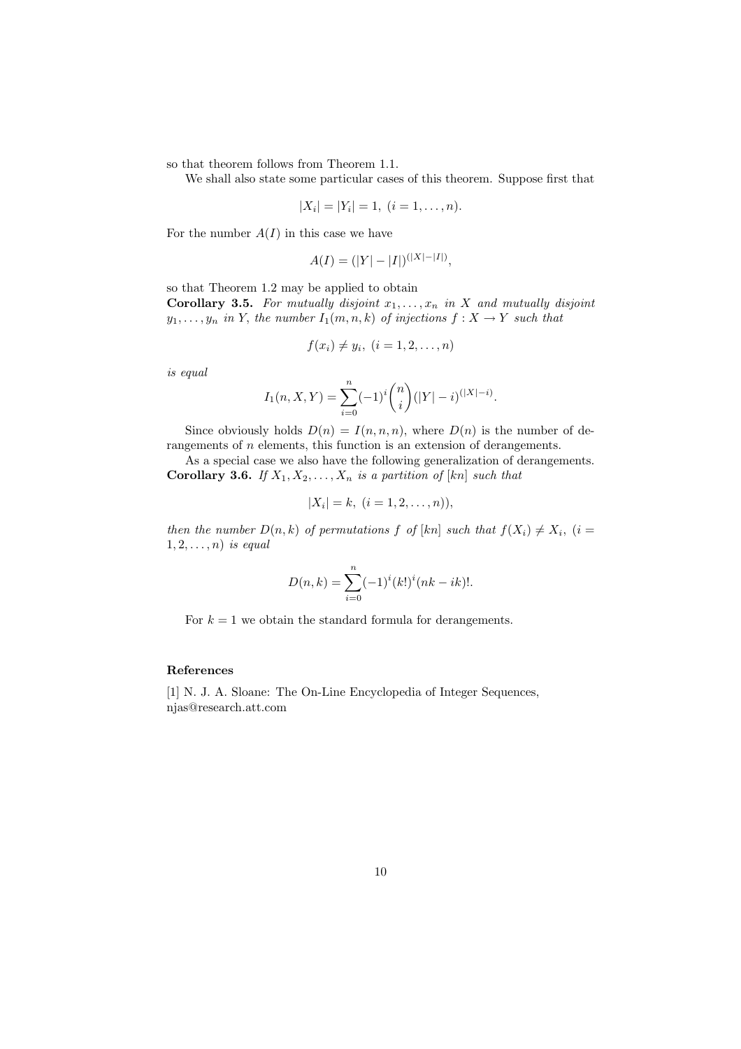so that theorem follows from Theorem 1.1.

We shall also state some particular cases of this theorem. Suppose first that

$$|X_i| = |Y_i| = 1,\ (i = 1, \dots, n).$$

For the number $A(I)$ in this case we have

$$A(I) = (|Y| - |I|)^{(|X|-|I|)},$$

so that Theorem 1.2 may be applied to obtain

**Corollary 3.5.** *For mutually disjoint $x_1, \dots, x_n$ in $X$ and mutually disjoint $y_1, \dots, y_n$ in $Y$, the number $I_1(m, n, k)$ of injections $f : X \to Y$ such that*

$$f(x_i) \neq y_i,\ (i = 1, 2, \dots, n)$$

*is equal*

$$I_1(n, X, Y) = \sum_{i=0}^{n} (-1)^i \binom{n}{i} (|Y| - i)^{(|X|-i)}.$$

Since obviously holds $D(n) = I(n, n, n)$, where $D(n)$ is the number of derangements of $n$ elements, this function is an extension of derangements.

As a special case we also have the following generalization of derangements.

**Corollary 3.6.** *If $X_1, X_2, \dots, X_n$ is a partition of $[kn]$ such that*

$$|X_i| = k,\ (i = 1, 2, \dots, n)),$$

*then the number $D(n, k)$ of permutations $f$ of $[kn]$ such that $f(X_i) \neq X_i,\ (i = 1, 2, \dots, n)$ is equal*

$$D(n, k) = \sum_{i=0}^{n} (-1)^i (k!)^i (nk - ik)!.$$

For $k = 1$ we obtain the standard formula for derangements.

## References

[1] N. J. A. Sloane: The On-Line Encyclopedia of Integer Sequences, njas@research.att.com